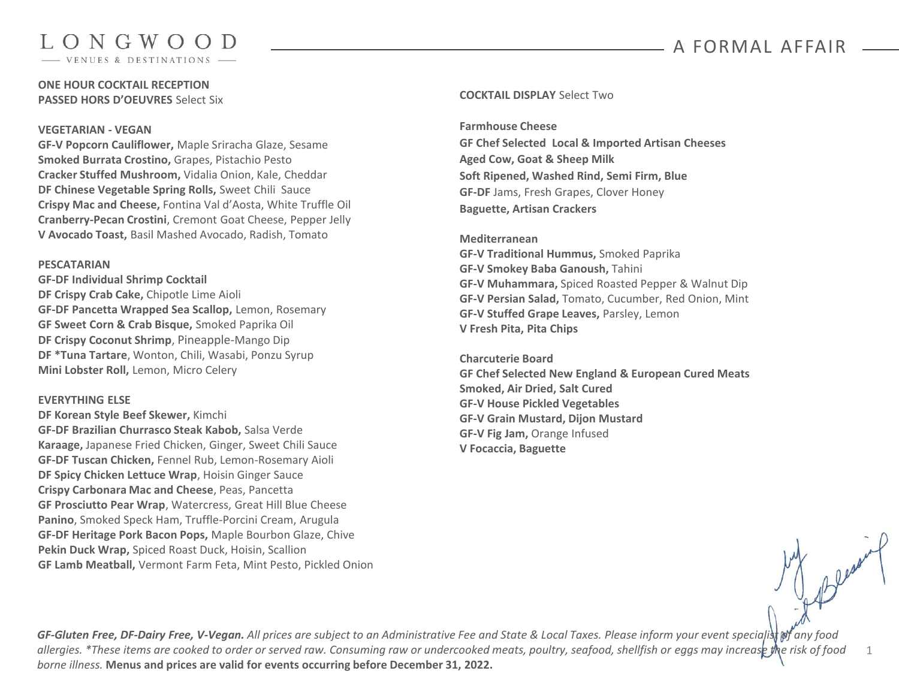LONGWOOD

VENUES & DESTINATIONS

# A FORMAL AFFAIR

**ONE HOUR COCKTAIL RECEPTION**
**PASSED HORS D'OEUVRES** Select Six

**VEGETARIAN - VEGAN**
**GF-V Popcorn Cauliflower,** Maple Sriracha Glaze, Sesame
**Smoked Burrata Crostino,** Grapes, Pistachio Pesto
**Cracker Stuffed Mushroom,** Vidalia Onion, Kale, Cheddar
**DF Chinese Vegetable Spring Rolls,** Sweet Chili Sauce
**Crispy Mac and Cheese,** Fontina Val d'Aosta, White Truffle Oil
**Cranberry-Pecan Crostini**, Cremont Goat Cheese, Pepper Jelly
**V Avocado Toast,** Basil Mashed Avocado, Radish, Tomato

**PESCATARIAN**
**GF-DF Individual Shrimp Cocktail**
**DF Crispy Crab Cake,** Chipotle Lime Aioli
**GF-DF Pancetta Wrapped Sea Scallop,** Lemon, Rosemary
**GF Sweet Corn & Crab Bisque,** Smoked Paprika Oil
**DF Crispy Coconut Shrimp**, Pineapple-Mango Dip
**DF *Tuna Tartare**, Wonton, Chili, Wasabi, Ponzu Syrup
**Mini Lobster Roll,** Lemon, Micro Celery

**EVERYTHING ELSE**
**DF Korean Style Beef Skewer,** Kimchi
**GF-DF Brazilian Churrasco Steak Kabob,** Salsa Verde
**Karaage,** Japanese Fried Chicken, Ginger, Sweet Chili Sauce
**GF-DF Tuscan Chicken,** Fennel Rub, Lemon-Rosemary Aioli
**DF Spicy Chicken Lettuce Wrap**, Hoisin Ginger Sauce
**Crispy Carbonara Mac and Cheese**, Peas, Pancetta
**GF Prosciutto Pear Wrap**, Watercress, Great Hill Blue Cheese
**Panino**, Smoked Speck Ham, Truffle-Porcini Cream, Arugula
**GF-DF Heritage Pork Bacon Pops,** Maple Bourbon Glaze, Chive
**Pekin Duck Wrap,** Spiced Roast Duck, Hoisin, Scallion
**GF Lamb Meatball,** Vermont Farm Feta, Mint Pesto, Pickled Onion

**COCKTAIL DISPLAY** Select Two

**Farmhouse Cheese**
**GF Chef Selected Local & Imported Artisan Cheeses**
**Aged Cow, Goat & Sheep Milk**
**Soft Ripened, Washed Rind, Semi Firm, Blue**
**GF-DF** Jams, Fresh Grapes, Clover Honey
**Baguette, Artisan Crackers**

**Mediterranean**
**GF-V Traditional Hummus,** Smoked Paprika
**GF-V Smokey Baba Ganoush,** Tahini
**GF-V Muhammara,** Spiced Roasted Pepper & Walnut Dip
**GF-V Persian Salad,** Tomato, Cucumber, Red Onion, Mint
**GF-V Stuffed Grape Leaves,** Parsley, Lemon
**V Fresh Pita, Pita Chips**

**Charcuterie Board**
**GF Chef Selected New England & European Cured Meats**
**Smoked, Air Dried, Salt Cured**
**GF-V House Pickled Vegetables**
**GF-V Grain Mustard, Dijon Mustard**
**GF-V Fig Jam,** Orange Infused
**V Focaccia, Baguette**

***GF-Gluten Free, DF-Dairy Free, V-Vegan.*** *All prices are subject to an Administrative Fee and State & Local Taxes. Please inform your event specialist of any food allergies. *These items are cooked to order or served raw. Consuming raw or undercooked meats, poultry, seafood, shellfish or eggs may increase the risk of food borne illness.* **Menus and prices are valid for events occurring before December 31, 2022.**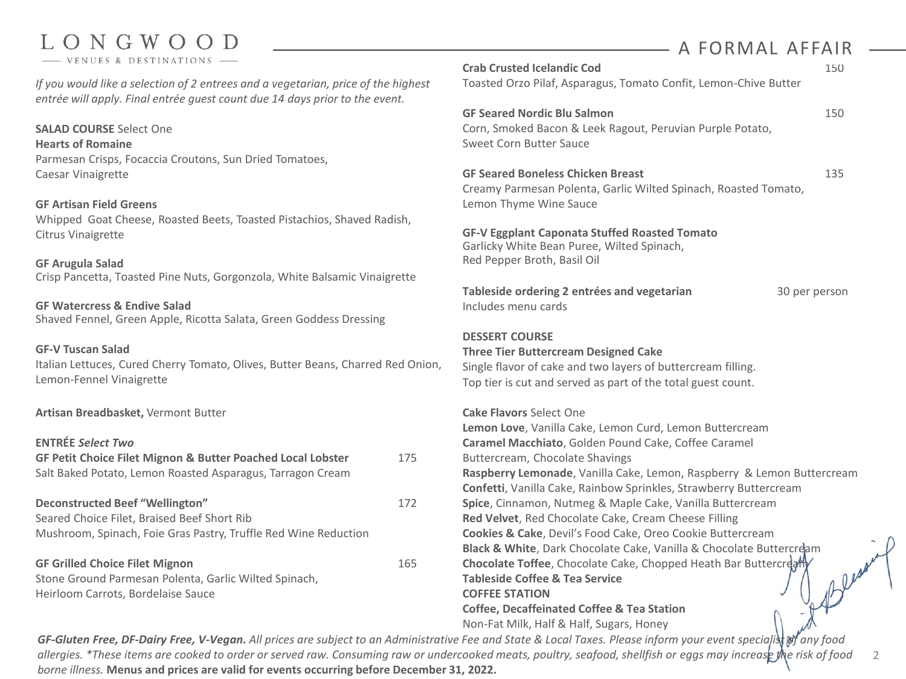LONGWOOD
VENUES & DESTINATIONS

# A FORMAL AFFAIR

*If you would like a selection of 2 entrees and a vegetarian, price of the highest entrée will apply. Final entrée guest count due 14 days prior to the event.*

**SALAD COURSE** Select One

**Hearts of Romaine**
Parmesan Crisps, Focaccia Croutons, Sun Dried Tomatoes, Caesar Vinaigrette

**GF Artisan Field Greens**
Whipped Goat Cheese, Roasted Beets, Toasted Pistachios, Shaved Radish, Citrus Vinaigrette

**GF Arugula Salad**
Crisp Pancetta, Toasted Pine Nuts, Gorgonzola, White Balsamic Vinaigrette

**GF Watercress & Endive Salad**
Shaved Fennel, Green Apple, Ricotta Salata, Green Goddess Dressing

**GF-V Tuscan Salad**
Italian Lettuces, Cured Cherry Tomato, Olives, Butter Beans, Charred Red Onion, Lemon-Fennel Vinaigrette

**Artisan Breadbasket,** Vermont Butter

**ENTRÉE** ***Select Two***

**GF Petit Choice Filet Mignon & Butter Poached Local Lobster** 175
Salt Baked Potato, Lemon Roasted Asparagus, Tarragon Cream

**Deconstructed Beef "Wellington"** 172
Seared Choice Filet, Braised Beef Short Rib
Mushroom, Spinach, Foie Gras Pastry, Truffle Red Wine Reduction

**GF Grilled Choice Filet Mignon** 165
Stone Ground Parmesan Polenta, Garlic Wilted Spinach, Heirloom Carrots, Bordelaise Sauce

**Crab Crusted Icelandic Cod** 150
Toasted Orzo Pilaf, Asparagus, Tomato Confit, Lemon-Chive Butter

**GF Seared Nordic Blu Salmon** 150
Corn, Smoked Bacon & Leek Ragout, Peruvian Purple Potato, Sweet Corn Butter Sauce

**GF Seared Boneless Chicken Breast** 135
Creamy Parmesan Polenta, Garlic Wilted Spinach, Roasted Tomato, Lemon Thyme Wine Sauce

**GF-V Eggplant Caponata Stuffed Roasted Tomato**
Garlicky White Bean Puree, Wilted Spinach, Red Pepper Broth, Basil Oil

**Tableside ordering 2 entrées and vegetarian** 30 per person
Includes menu cards

**DESSERT COURSE**

**Three Tier Buttercream Designed Cake**
Single flavor of cake and two layers of buttercream filling.
Top tier is cut and served as part of the total guest count.

**Cake Flavors** Select One
**Lemon Love**, Vanilla Cake, Lemon Curd, Lemon Buttercream
**Caramel Macchiato**, Golden Pound Cake, Coffee Caramel Buttercream, Chocolate Shavings
**Raspberry Lemonade**, Vanilla Cake, Lemon, Raspberry & Lemon Buttercream
**Confetti**, Vanilla Cake, Rainbow Sprinkles, Strawberry Buttercream
**Spice**, Cinnamon, Nutmeg & Maple Cake, Vanilla Buttercream
**Red Velvet**, Red Chocolate Cake, Cream Cheese Filling
**Cookies & Cake**, Devil's Food Cake, Oreo Cookie Buttercream
**Black & White**, Dark Chocolate Cake, Vanilla & Chocolate Buttercream
**Chocolate Toffee**, Chocolate Cake, Chopped Heath Bar Buttercream
**Tableside Coffee & Tea Service**

**COFFEE STATION**

**Coffee, Decaffeinated Coffee & Tea Station**
Non-Fat Milk, Half & Half, Sugars, Honey

***GF-Gluten Free, DF-Dairy Free, V-Vegan.*** *All prices are subject to an Administrative Fee and State & Local Taxes. Please inform your event specialist of any food allergies. \*These items are cooked to order or served raw. Consuming raw or undercooked meats, poultry, seafood, shellfish or eggs may increase the risk of food borne illness.* **Menus and prices are valid for events occurring before December 31, 2022.**